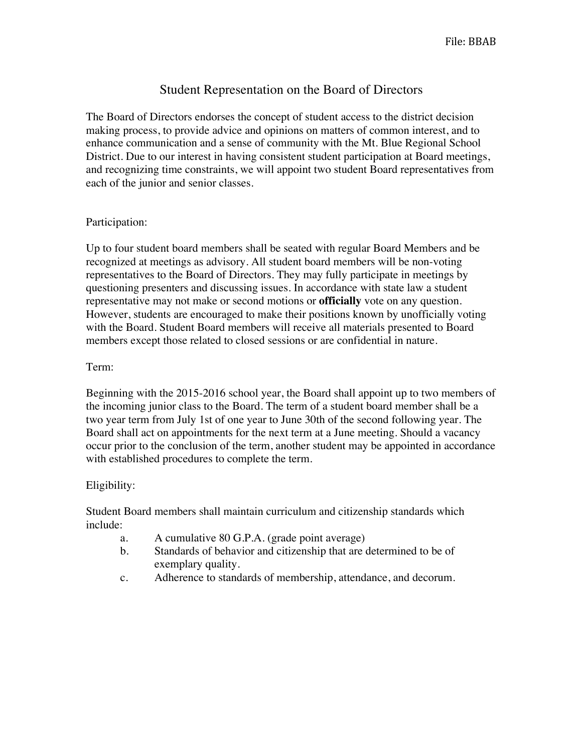File: BBAB

# Student Representation on the Board of Directors

The Board of Directors endorses the concept of student access to the district decision making process, to provide advice and opinions on matters of common interest, and to enhance communication and a sense of community with the Mt. Blue Regional School District. Due to our interest in having consistent student participation at Board meetings, and recognizing time constraints, we will appoint two student Board representatives from each of the junior and senior classes.

## Participation:

Up to four student board members shall be seated with regular Board Members and be recognized at meetings as advisory. All student board members will be non-voting representatives to the Board of Directors. They may fully participate in meetings by questioning presenters and discussing issues. In accordance with state law a student representative may not make or second motions or **officially** vote on any question. However, students are encouraged to make their positions known by unofficially voting with the Board. Student Board members will receive all materials presented to Board members except those related to closed sessions or are confidential in nature.

## Term:

Beginning with the 2015-2016 school year, the Board shall appoint up to two members of the incoming junior class to the Board. The term of a student board member shall be a two year term from July 1st of one year to June 30th of the second following year. The Board shall act on appointments for the next term at a June meeting. Should a vacancy occur prior to the conclusion of the term, another student may be appointed in accordance with established procedures to complete the term.

## Eligibility:

Student Board members shall maintain curriculum and citizenship standards which include:

a. A cumulative 80 G.P.A. (grade point average)

b. Standards of behavior and citizenship that are determined to be of exemplary quality.

c. Adherence to standards of membership, attendance, and decorum.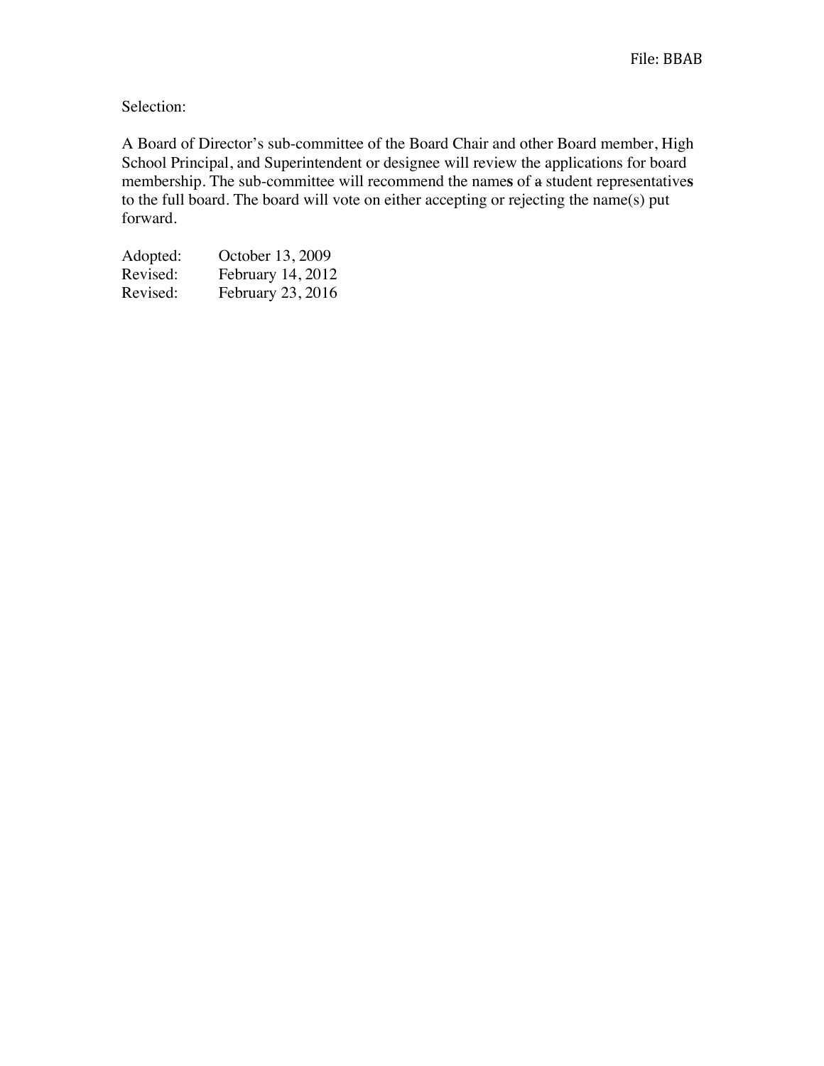Selection:

A Board of Director's sub-committee of the Board Chair and other Board member, High School Principal, and Superintendent or designee will review the applications for board membership. The sub-committee will recommend the name**s** of ~~a~~ student representative**s** to the full board. The board will vote on either accepting or rejecting the name(s) put forward.

| | |
|---|---|
| Adopted: | October 13, 2009 |
| Revised: | February 14, 2012 |
| Revised: | February 23, 2016 |